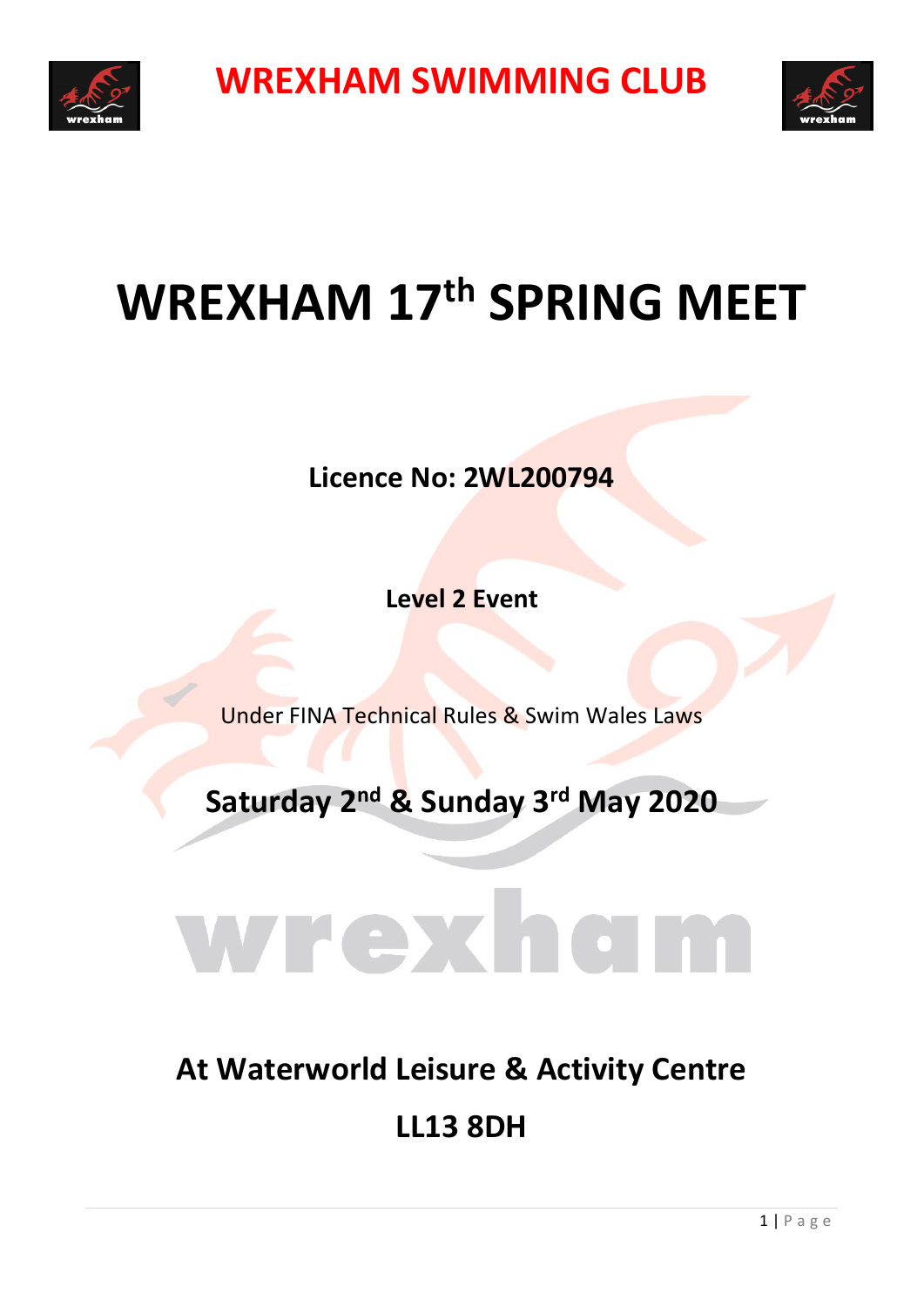# WREXHAM SWIMMING CLUB

# WREXHAM 17th SPRING MEET

**Licence No: 2WL200794**

**Level 2 Event**

Under FINA Technical Rules & Swim Wales Laws

**Saturday 2nd & Sunday 3rd May 2020**

wrexham

## At Waterworld Leisure & Activity Centre

## LL13 8DH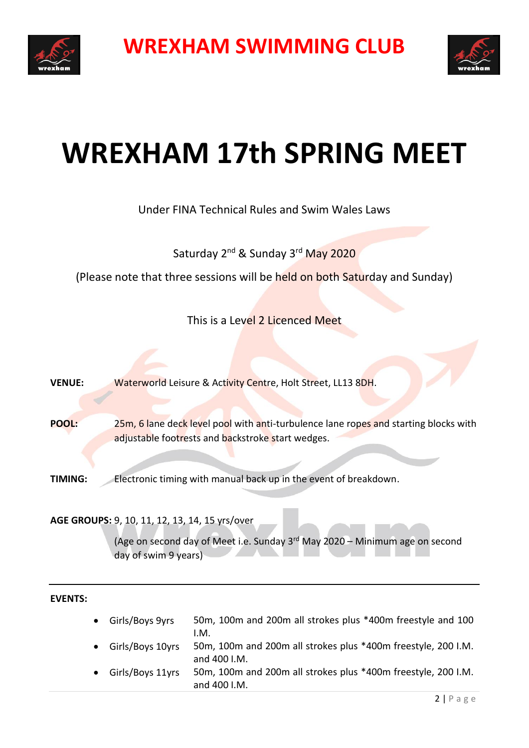# WREXHAM SWIMMING CLUB

# WREXHAM 17th SPRING MEET

Under FINA Technical Rules and Swim Wales Laws

Saturday 2nd & Sunday 3rd May 2020

(Please note that three sessions will be held on both Saturday and Sunday)

This is a Level 2 Licenced Meet

**VENUE:** Waterworld Leisure & Activity Centre, Holt Street, LL13 8DH.

**POOL:** 25m, 6 lane deck level pool with anti-turbulence lane ropes and starting blocks with adjustable footrests and backstroke start wedges.

**TIMING:** Electronic timing with manual back up in the event of breakdown.

**AGE GROUPS:** 9, 10, 11, 12, 13, 14, 15 yrs/over

(Age on second day of Meet i.e. Sunday 3rd May 2020 – Minimum age on second day of swim 9 years)

---

**EVENTS:**

- Girls/Boys 9yrs — 50m, 100m and 200m all strokes plus *400m freestyle and 100 I.M.
- Girls/Boys 10yrs — 50m, 100m and 200m all strokes plus *400m freestyle, 200 I.M. and 400 I.M.
- Girls/Boys 11yrs — 50m, 100m and 200m all strokes plus *400m freestyle, 200 I.M. and 400 I.M.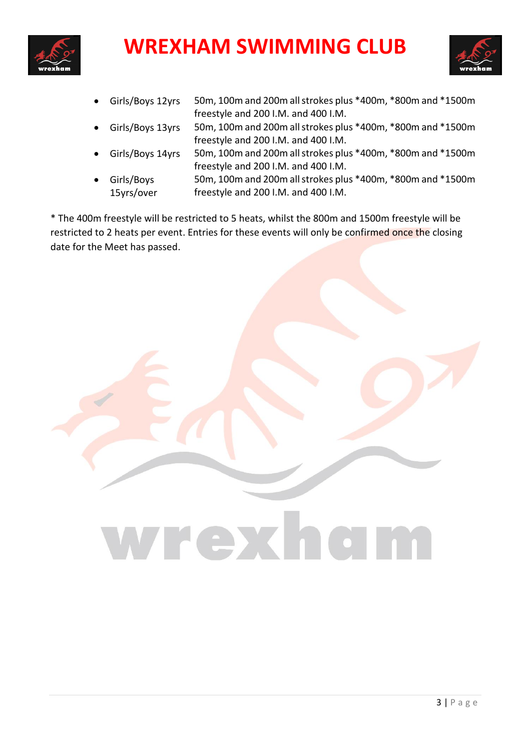- Girls/Boys 12yrs 50m, 100m and 200m all strokes plus *400m, *800m and *1500m freestyle and 200 I.M. and 400 I.M.
- Girls/Boys 13yrs 50m, 100m and 200m all strokes plus *400m, *800m and *1500m freestyle and 200 I.M. and 400 I.M.
- Girls/Boys 14yrs 50m, 100m and 200m all strokes plus *400m, *800m and *1500m freestyle and 200 I.M. and 400 I.M.
- Girls/Boys 15yrs/over 50m, 100m and 200m all strokes plus *400m, *800m and *1500m freestyle and 200 I.M. and 400 I.M.

* The 400m freestyle will be restricted to 5 heats, whilst the 800m and 1500m freestyle will be restricted to 2 heats per event. Entries for these events will only be confirmed once the closing date for the Meet has passed.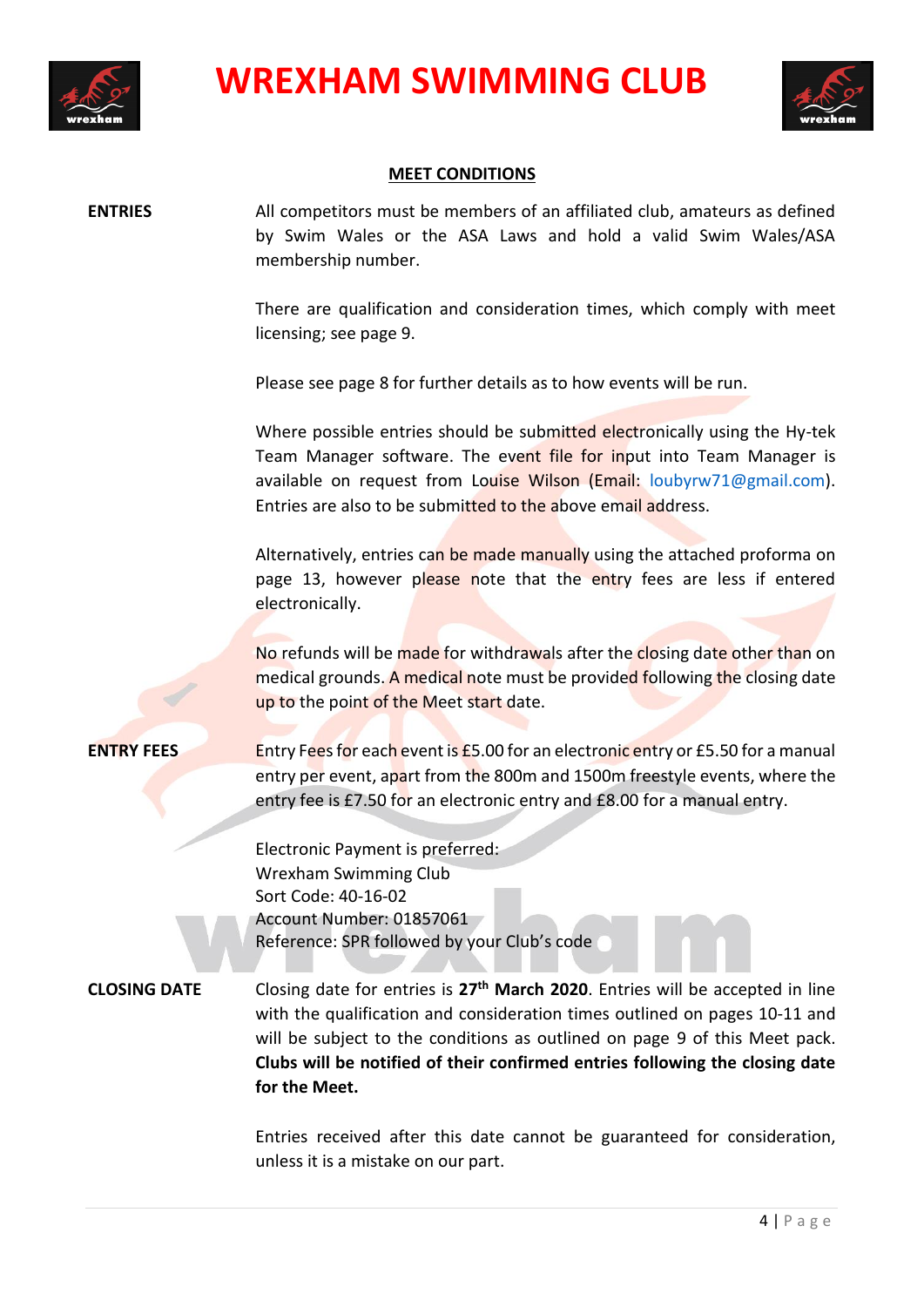# WREXHAM SWIMMING CLUB

## MEET CONDITIONS

**ENTRIES**

All competitors must be members of an affiliated club, amateurs as defined by Swim Wales or the ASA Laws and hold a valid Swim Wales/ASA membership number.

There are qualification and consideration times, which comply with meet licensing; see page 9.

Please see page 8 for further details as to how events will be run.

Where possible entries should be submitted electronically using the Hy-tek Team Manager software. The event file for input into Team Manager is available on request from Louise Wilson (Email: loubyrw71@gmail.com). Entries are also to be submitted to the above email address.

Alternatively, entries can be made manually using the attached proforma on page 13, however please note that the entry fees are less if entered electronically.

No refunds will be made for withdrawals after the closing date other than on medical grounds. A medical note must be provided following the closing date up to the point of the Meet start date.

**ENTRY FEES**

Entry Fees for each event is £5.00 for an electronic entry or £5.50 for a manual entry per event, apart from the 800m and 1500m freestyle events, where the entry fee is £7.50 for an electronic entry and £8.00 for a manual entry.

Electronic Payment is preferred:
Wrexham Swimming Club
Sort Code: 40-16-02
Account Number: 01857061
Reference: SPR followed by your Club's code

**CLOSING DATE**

Closing date for entries is **27th March 2020**. Entries will be accepted in line with the qualification and consideration times outlined on pages 10-11 and will be subject to the conditions as outlined on page 9 of this Meet pack. **Clubs will be notified of their confirmed entries following the closing date for the Meet.**

Entries received after this date cannot be guaranteed for consideration, unless it is a mistake on our part.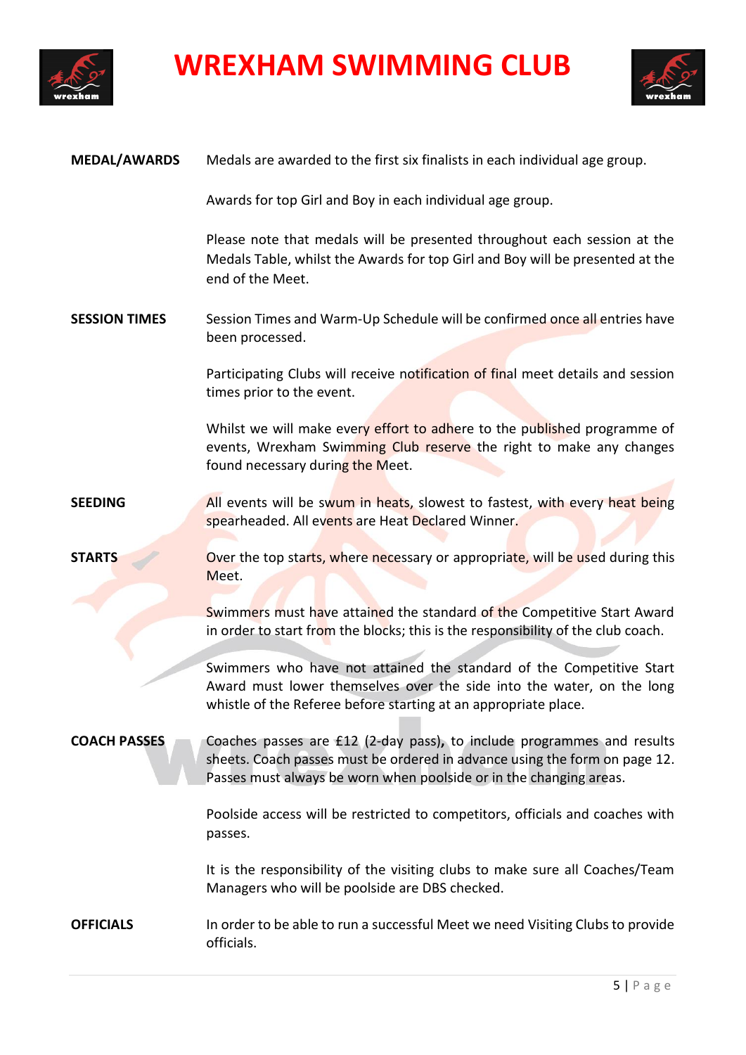# WREXHAM SWIMMING CLUB

**MEDAL/AWARDS**

Medals are awarded to the first six finalists in each individual age group.

Awards for top Girl and Boy in each individual age group.

Please note that medals will be presented throughout each session at the Medals Table, whilst the Awards for top Girl and Boy will be presented at the end of the Meet.

**SESSION TIMES**

Session Times and Warm-Up Schedule will be confirmed once all entries have been processed.

Participating Clubs will receive notification of final meet details and session times prior to the event.

Whilst we will make every effort to adhere to the published programme of events, Wrexham Swimming Club reserve the right to make any changes found necessary during the Meet.

**SEEDING**

All events will be swum in heats, slowest to fastest, with every heat being spearheaded. All events are Heat Declared Winner.

**STARTS**

Over the top starts, where necessary or appropriate, will be used during this Meet.

Swimmers must have attained the standard of the Competitive Start Award in order to start from the blocks; this is the responsibility of the club coach.

Swimmers who have not attained the standard of the Competitive Start Award must lower themselves over the side into the water, on the long whistle of the Referee before starting at an appropriate place.

**COACH PASSES**

Coaches passes are £12 (2-day pass), to include programmes and results sheets. Coach passes must be ordered in advance using the form on page 12. Passes must always be worn when poolside or in the changing areas.

Poolside access will be restricted to competitors, officials and coaches with passes.

It is the responsibility of the visiting clubs to make sure all Coaches/Team Managers who will be poolside are DBS checked.

**OFFICIALS**

In order to be able to run a successful Meet we need Visiting Clubs to provide officials.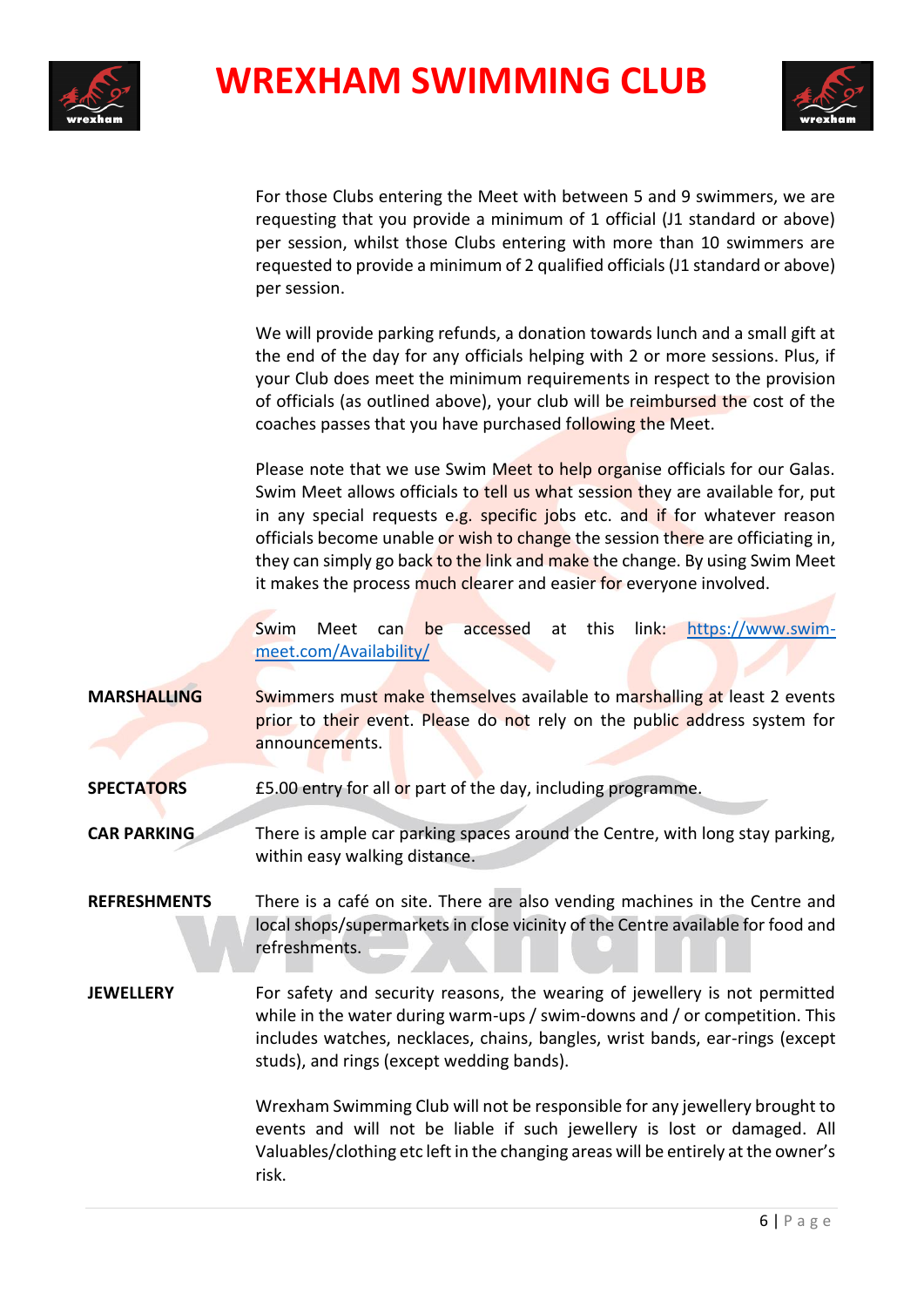For those Clubs entering the Meet with between 5 and 9 swimmers, we are requesting that you provide a minimum of 1 official (J1 standard or above) per session, whilst those Clubs entering with more than 10 swimmers are requested to provide a minimum of 2 qualified officials (J1 standard or above) per session.

We will provide parking refunds, a donation towards lunch and a small gift at the end of the day for any officials helping with 2 or more sessions. Plus, if your Club does meet the minimum requirements in respect to the provision of officials (as outlined above), your club will be reimbursed the cost of the coaches passes that you have purchased following the Meet.

Please note that we use Swim Meet to help organise officials for our Galas. Swim Meet allows officials to tell us what session they are available for, put in any special requests e.g. specific jobs etc. and if for whatever reason officials become unable or wish to change the session there are officiating in, they can simply go back to the link and make the change. By using Swim Meet it makes the process much clearer and easier for everyone involved.

Swim Meet can be accessed at this link: [https://www.swim-meet.com/Availability/](https://www.swim-meet.com/Availability/)

**MARSHALLING** Swimmers must make themselves available to marshalling at least 2 events prior to their event. Please do not rely on the public address system for announcements.

**SPECTATORS** £5.00 entry for all or part of the day, including programme.

**CAR PARKING** There is ample car parking spaces around the Centre, with long stay parking, within easy walking distance.

**REFRESHMENTS** There is a café on site. There are also vending machines in the Centre and local shops/supermarkets in close vicinity of the Centre available for food and refreshments.

**JEWELLERY** For safety and security reasons, the wearing of jewellery is not permitted while in the water during warm-ups / swim-downs and / or competition. This includes watches, necklaces, chains, bangles, wrist bands, ear-rings (except studs), and rings (except wedding bands).

Wrexham Swimming Club will not be responsible for any jewellery brought to events and will not be liable if such jewellery is lost or damaged. All Valuables/clothing etc left in the changing areas will be entirely at the owner's risk.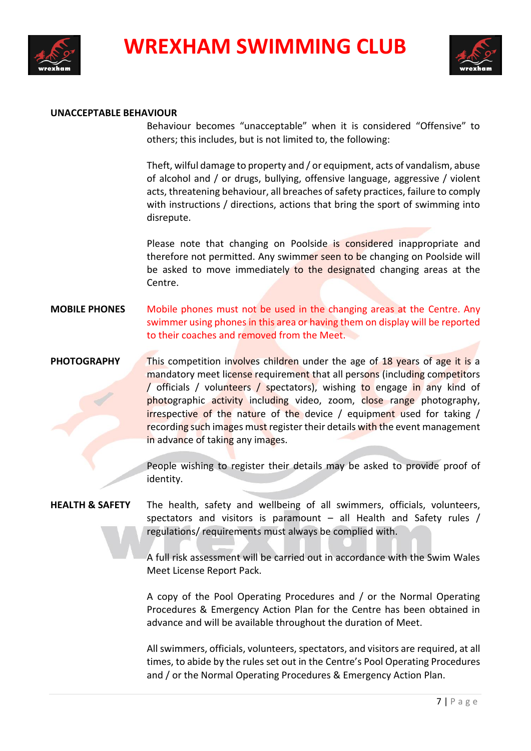**UNACCEPTABLE BEHAVIOUR**

Behaviour becomes "unacceptable" when it is considered "Offensive" to others; this includes, but is not limited to, the following:

Theft, wilful damage to property and / or equipment, acts of vandalism, abuse of alcohol and / or drugs, bullying, offensive language, aggressive / violent acts, threatening behaviour, all breaches of safety practices, failure to comply with instructions / directions, actions that bring the sport of swimming into disrepute.

Please note that changing on Poolside is considered inappropriate and therefore not permitted. Any swimmer seen to be changing on Poolside will be asked to move immediately to the designated changing areas at the Centre.

**MOBILE PHONES**

Mobile phones must not be used in the changing areas at the Centre. Any swimmer using phones in this area or having them on display will be reported to their coaches and removed from the Meet.

**PHOTOGRAPHY**

This competition involves children under the age of 18 years of age it is a mandatory meet license requirement that all persons (including competitors / officials / volunteers / spectators), wishing to engage in any kind of photographic activity including video, zoom, close range photography, irrespective of the nature of the device / equipment used for taking / recording such images must register their details with the event management in advance of taking any images.

People wishing to register their details may be asked to provide proof of identity.

**HEALTH & SAFETY**

The health, safety and wellbeing of all swimmers, officials, volunteers, spectators and visitors is paramount – all Health and Safety rules / regulations/ requirements must always be complied with.

A full risk assessment will be carried out in accordance with the Swim Wales Meet License Report Pack.

A copy of the Pool Operating Procedures and / or the Normal Operating Procedures & Emergency Action Plan for the Centre has been obtained in advance and will be available throughout the duration of Meet.

All swimmers, officials, volunteers, spectators, and visitors are required, at all times, to abide by the rules set out in the Centre's Pool Operating Procedures and / or the Normal Operating Procedures & Emergency Action Plan.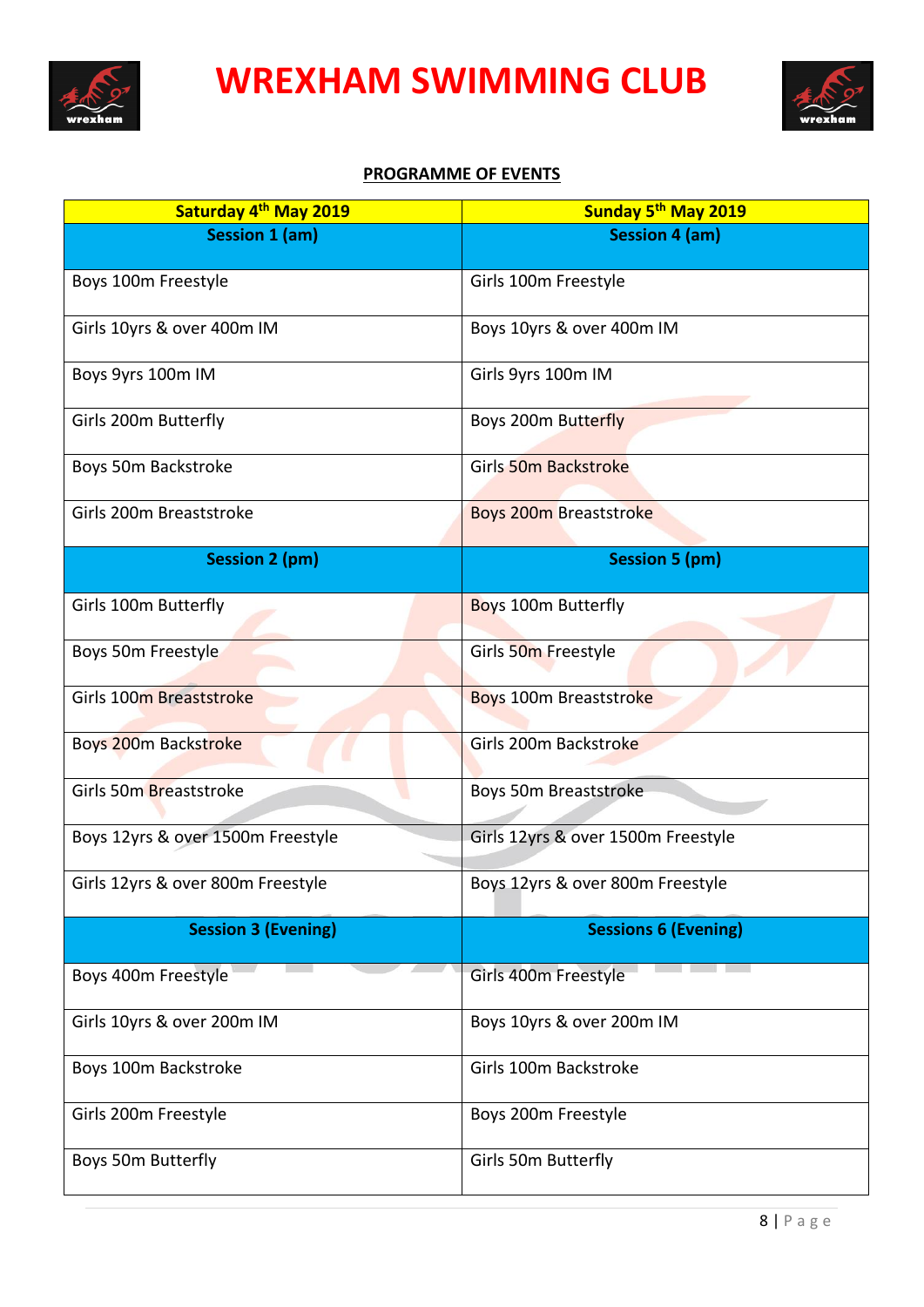# WREXHAM SWIMMING CLUB

**PROGRAMME OF EVENTS**

| Saturday 4th May 2019 | Sunday 5th May 2019 |
|---|---|
| **Session 1 (am)** | **Session 4 (am)** |
| Boys 100m Freestyle | Girls 100m Freestyle |
| Girls 10yrs & over 400m IM | Boys 10yrs & over 400m IM |
| Boys 9yrs 100m IM | Girls 9yrs 100m IM |
| Girls 200m Butterfly | Boys 200m Butterfly |
| Boys 50m Backstroke | Girls 50m Backstroke |
| Girls 200m Breaststroke | Boys 200m Breaststroke |
| **Session 2 (pm)** | **Session 5 (pm)** |
| Girls 100m Butterfly | Boys 100m Butterfly |
| Boys 50m Freestyle | Girls 50m Freestyle |
| Girls 100m Breaststroke | Boys 100m Breaststroke |
| Boys 200m Backstroke | Girls 200m Backstroke |
| Girls 50m Breaststroke | Boys 50m Breaststroke |
| Boys 12yrs & over 1500m Freestyle | Girls 12yrs & over 1500m Freestyle |
| Girls 12yrs & over 800m Freestyle | Boys 12yrs & over 800m Freestyle |
| **Session 3 (Evening)** | **Sessions 6 (Evening)** |
| Boys 400m Freestyle | Girls 400m Freestyle |
| Girls 10yrs & over 200m IM | Boys 10yrs & over 200m IM |
| Boys 100m Backstroke | Girls 100m Backstroke |
| Girls 200m Freestyle | Boys 200m Freestyle |
| Boys 50m Butterfly | Girls 50m Butterfly |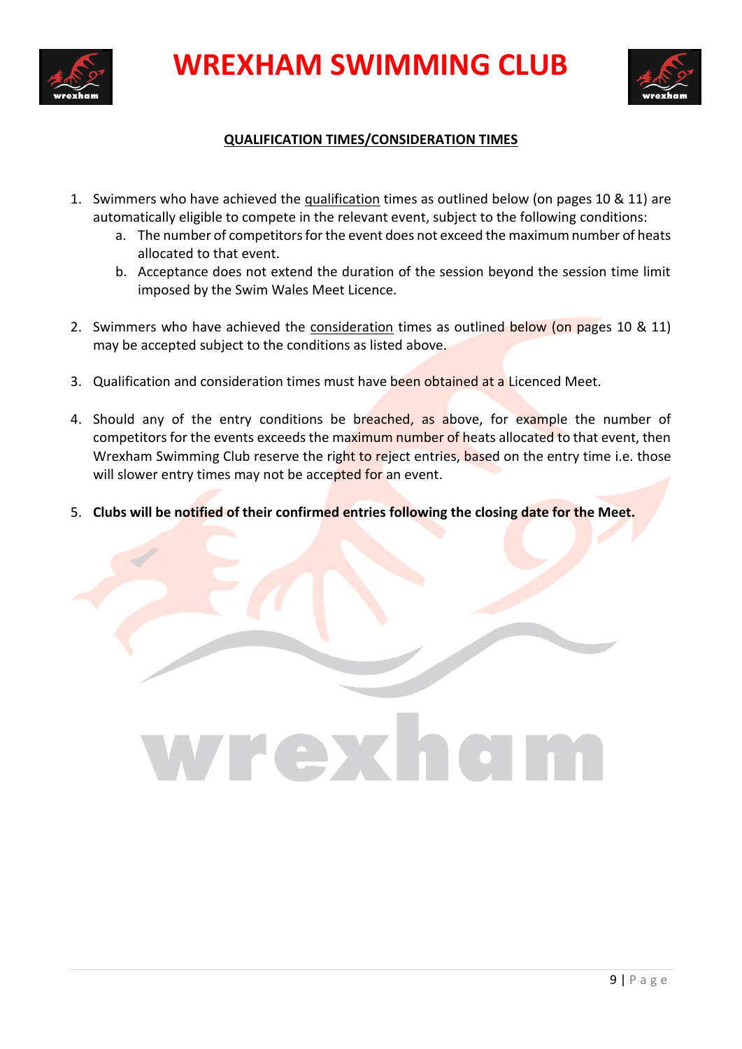# WREXHAM SWIMMING CLUB

## QUALIFICATION TIMES/CONSIDERATION TIMES

1. Swimmers who have achieved the qualification times as outlined below (on pages 10 & 11) are automatically eligible to compete in the relevant event, subject to the following conditions:
    a. The number of competitors for the event does not exceed the maximum number of heats allocated to that event.
    b. Acceptance does not extend the duration of the session beyond the session time limit imposed by the Swim Wales Meet Licence.

2. Swimmers who have achieved the consideration times as outlined below (on pages 10 & 11) may be accepted subject to the conditions as listed above.

3. Qualification and consideration times must have been obtained at a Licenced Meet.

4. Should any of the entry conditions be breached, as above, for example the number of competitors for the events exceeds the maximum number of heats allocated to that event, then Wrexham Swimming Club reserve the right to reject entries, based on the entry time i.e. those will slower entry times may not be accepted for an event.

5. **Clubs will be notified of their confirmed entries following the closing date for the Meet.**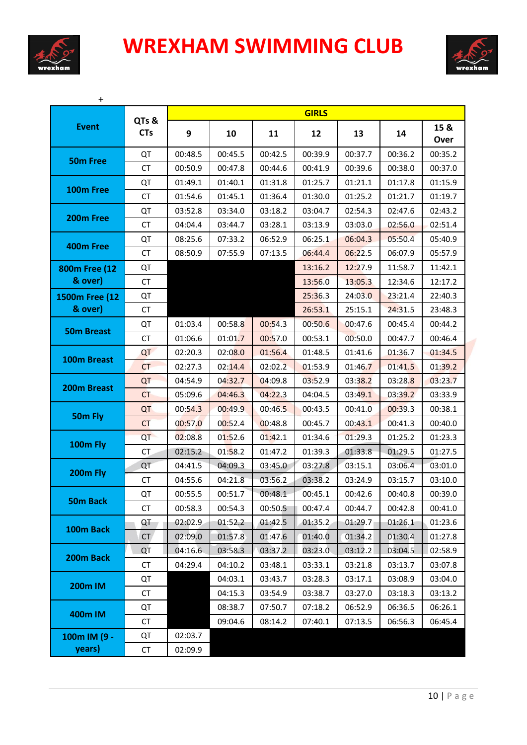# WREXHAM SWIMMING CLUB

+

| Event | QTs & CTs | GIRLS | | | | | | |
|---|---|---|---|---|---|---|---|---|
| | | 9 | 10 | 11 | 12 | 13 | 14 | 15 & Over |
| 50m Free | QT | 00:48.5 | 00:45.5 | 00:42.5 | 00:39.9 | 00:37.7 | 00:36.2 | 00:35.2 |
| | CT | 00:50.9 | 00:47.8 | 00:44.6 | 00:41.9 | 00:39.6 | 00:38.0 | 00:37.0 |
| 100m Free | QT | 01:49.1 | 01:40.1 | 01:31.8 | 01:25.7 | 01:21.1 | 01:17.8 | 01:15.9 |
| | CT | 01:54.6 | 01:45.1 | 01:36.4 | 01:30.0 | 01:25.2 | 01:21.7 | 01:19.7 |
| 200m Free | QT | 03:52.8 | 03:34.0 | 03:18.2 | 03:04.7 | 02:54.3 | 02:47.6 | 02:43.2 |
| | CT | 04:04.4 | 03:44.7 | 03:28.1 | 03:13.9 | 03:03.0 | 02:56.0 | 02:51.4 |
| 400m Free | QT | 08:25.6 | 07:33.2 | 06:52.9 | 06:25.1 | 06:04.3 | 05:50.4 | 05:40.9 |
| | CT | 08:50.9 | 07:55.9 | 07:13.5 | 06:44.4 | 06:22.5 | 06:07.9 | 05:57.9 |
| 800m Free (12 & over) | QT | | | | 13:16.2 | 12:27.9 | 11:58.7 | 11:42.1 |
| | CT | | | | 13:56.0 | 13:05.3 | 12:34.6 | 12:17.2 |
| 1500m Free (12 & over) | QT | | | | 25:36.3 | 24:03.0 | 23:21.4 | 22:40.3 |
| | CT | | | | 26:53.1 | 25:15.1 | 24:31.5 | 23:48.3 |
| 50m Breast | QT | 01:03.4 | 00:58.8 | 00:54.3 | 00:50.6 | 00:47.6 | 00:45.4 | 00:44.2 |
| | CT | 01:06.6 | 01:01.7 | 00:57.0 | 00:53.1 | 00:50.0 | 00:47.7 | 00:46.4 |
| 100m Breast | QT | 02:20.3 | 02:08.0 | 01:56.4 | 01:48.5 | 01:41.6 | 01:36.7 | 01:34.5 |
| | CT | 02:27.3 | 02:14.4 | 02:02.2 | 01:53.9 | 01:46.7 | 01:41.5 | 01:39.2 |
| 200m Breast | QT | 04:54.9 | 04:32.7 | 04:09.8 | 03:52.9 | 03:38.2 | 03:28.8 | 03:23.7 |
| | CT | 05:09.6 | 04:46.3 | 04:22.3 | 04:04.5 | 03:49.1 | 03:39.2 | 03:33.9 |
| 50m Fly | QT | 00:54.3 | 00:49.9 | 00:46.5 | 00:43.5 | 00:41.0 | 00:39.3 | 00:38.1 |
| | CT | 00:57.0 | 00:52.4 | 00:48.8 | 00:45.7 | 00:43.1 | 00:41.3 | 00:40.0 |
| 100m Fly | QT | 02:08.8 | 01:52.6 | 01:42.1 | 01:34.6 | 01:29.3 | 01:25.2 | 01:23.3 |
| | CT | 02:15.2 | 01:58.2 | 01:47.2 | 01:39.3 | 01:33.8 | 01:29.5 | 01:27.5 |
| 200m Fly | QT | 04:41.5 | 04:09.3 | 03:45.0 | 03:27.8 | 03:15.1 | 03:06.4 | 03:01.0 |
| | CT | 04:55.6 | 04:21.8 | 03:56.2 | 03:38.2 | 03:24.9 | 03:15.7 | 03:10.0 |
| 50m Back | QT | 00:55.5 | 00:51.7 | 00:48.1 | 00:45.1 | 00:42.6 | 00:40.8 | 00:39.0 |
| | CT | 00:58.3 | 00:54.3 | 00:50.5 | 00:47.4 | 00:44.7 | 00:42.8 | 00:41.0 |
| 100m Back | QT | 02:02.9 | 01:52.2 | 01:42.5 | 01:35.2 | 01:29.7 | 01:26.1 | 01:23.6 |
| | CT | 02:09.0 | 01:57.8 | 01:47.6 | 01:40.0 | 01:34.2 | 01:30.4 | 01:27.8 |
| 200m Back | QT | 04:16.6 | 03:58.3 | 03:37.2 | 03:23.0 | 03:12.2 | 03:04.5 | 02:58.9 |
| | CT | 04:29.4 | 04:10.2 | 03:48.1 | 03:33.1 | 03:21.8 | 03:13.7 | 03:07.8 |
| 200m IM | QT | | 04:03.1 | 03:43.7 | 03:28.3 | 03:17.1 | 03:08.9 | 03:04.0 |
| | CT | | 04:15.3 | 03:54.9 | 03:38.7 | 03:27.0 | 03:18.3 | 03:13.2 |
| 400m IM | QT | | 08:38.7 | 07:50.7 | 07:18.2 | 06:52.9 | 06:36.5 | 06:26.1 |
| | CT | | 09:04.6 | 08:14.2 | 07:40.1 | 07:13.5 | 06:56.3 | 06:45.4 |
| 100m IM (9 - years) | QT | 02:03.7 | | | | | | |
| | CT | 02:09.9 | | | | | | |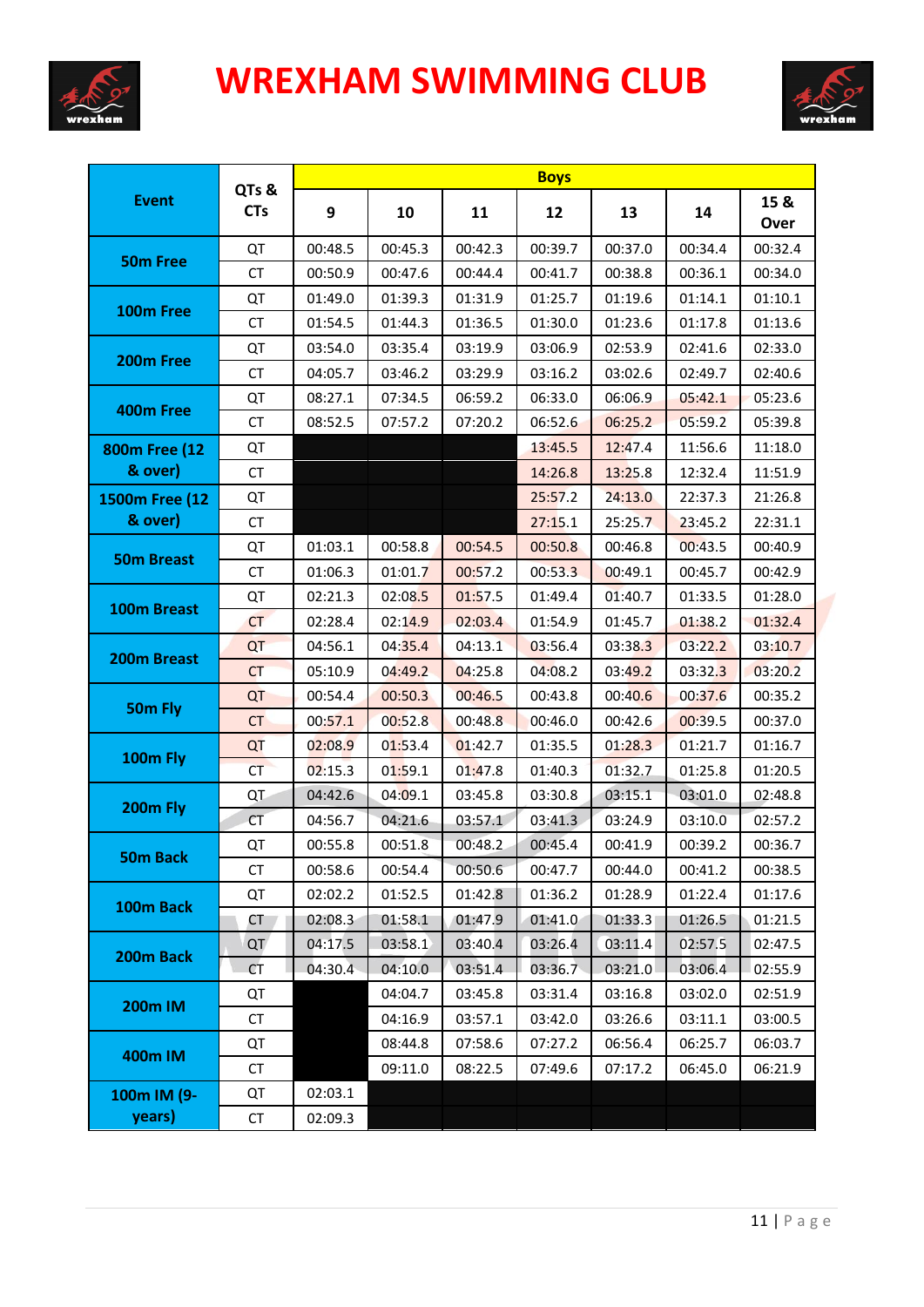# WREXHAM SWIMMING CLUB

| Event | QTs & CTs | Boys | | | | | | |
|---|---|---|---|---|---|---|---|---|
| | | 9 | 10 | 11 | 12 | 13 | 14 | 15 & Over |
| 50m Free | QT | 00:48.5 | 00:45.3 | 00:42.3 | 00:39.7 | 00:37.0 | 00:34.4 | 00:32.4 |
| | CT | 00:50.9 | 00:47.6 | 00:44.4 | 00:41.7 | 00:38.8 | 00:36.1 | 00:34.0 |
| 100m Free | QT | 01:49.0 | 01:39.3 | 01:31.9 | 01:25.7 | 01:19.6 | 01:14.1 | 01:10.1 |
| | CT | 01:54.5 | 01:44.3 | 01:36.5 | 01:30.0 | 01:23.6 | 01:17.8 | 01:13.6 |
| 200m Free | QT | 03:54.0 | 03:35.4 | 03:19.9 | 03:06.9 | 02:53.9 | 02:41.6 | 02:33.0 |
| | CT | 04:05.7 | 03:46.2 | 03:29.9 | 03:16.2 | 03:02.6 | 02:49.7 | 02:40.6 |
| 400m Free | QT | 08:27.1 | 07:34.5 | 06:59.2 | 06:33.0 | 06:06.9 | 05:42.1 | 05:23.6 |
| | CT | 08:52.5 | 07:57.2 | 07:20.2 | 06:52.6 | 06:25.2 | 05:59.2 | 05:39.8 |
| 800m Free (12 & over) | QT | | | | 13:45.5 | 12:47.4 | 11:56.6 | 11:18.0 |
| | CT | | | | 14:26.8 | 13:25.8 | 12:32.4 | 11:51.9 |
| 1500m Free (12 & over) | QT | | | | 25:57.2 | 24:13.0 | 22:37.3 | 21:26.8 |
| | CT | | | | 27:15.1 | 25:25.7 | 23:45.2 | 22:31.1 |
| 50m Breast | QT | 01:03.1 | 00:58.8 | 00:54.5 | 00:50.8 | 00:46.8 | 00:43.5 | 00:40.9 |
| | CT | 01:06.3 | 01:01.7 | 00:57.2 | 00:53.3 | 00:49.1 | 00:45.7 | 00:42.9 |
| 100m Breast | QT | 02:21.3 | 02:08.5 | 01:57.5 | 01:49.4 | 01:40.7 | 01:33.5 | 01:28.0 |
| | CT | 02:28.4 | 02:14.9 | 02:03.4 | 01:54.9 | 01:45.7 | 01:38.2 | 01:32.4 |
| 200m Breast | QT | 04:56.1 | 04:35.4 | 04:13.1 | 03:56.4 | 03:38.3 | 03:22.2 | 03:10.7 |
| | CT | 05:10.9 | 04:49.2 | 04:25.8 | 04:08.2 | 03:49.2 | 03:32.3 | 03:20.2 |
| 50m Fly | QT | 00:54.4 | 00:50.3 | 00:46.5 | 00:43.8 | 00:40.6 | 00:37.6 | 00:35.2 |
| | CT | 00:57.1 | 00:52.8 | 00:48.8 | 00:46.0 | 00:42.6 | 00:39.5 | 00:37.0 |
| 100m Fly | QT | 02:08.9 | 01:53.4 | 01:42.7 | 01:35.5 | 01:28.3 | 01:21.7 | 01:16.7 |
| | CT | 02:15.3 | 01:59.1 | 01:47.8 | 01:40.3 | 01:32.7 | 01:25.8 | 01:20.5 |
| 200m Fly | QT | 04:42.6 | 04:09.1 | 03:45.8 | 03:30.8 | 03:15.1 | 03:01.0 | 02:48.8 |
| | CT | 04:56.7 | 04:21.6 | 03:57.1 | 03:41.3 | 03:24.9 | 03:10.0 | 02:57.2 |
| 50m Back | QT | 00:55.8 | 00:51.8 | 00:48.2 | 00:45.4 | 00:41.9 | 00:39.2 | 00:36.7 |
| | CT | 00:58.6 | 00:54.4 | 00:50.6 | 00:47.7 | 00:44.0 | 00:41.2 | 00:38.5 |
| 100m Back | QT | 02:02.2 | 01:52.5 | 01:42.8 | 01:36.2 | 01:28.9 | 01:22.4 | 01:17.6 |
| | CT | 02:08.3 | 01:58.1 | 01:47.9 | 01:41.0 | 01:33.3 | 01:26.5 | 01:21.5 |
| 200m Back | QT | 04:17.5 | 03:58.1 | 03:40.4 | 03:26.4 | 03:11.4 | 02:57.5 | 02:47.5 |
| | CT | 04:30.4 | 04:10.0 | 03:51.4 | 03:36.7 | 03:21.0 | 03:06.4 | 02:55.9 |
| 200m IM | QT | | 04:04.7 | 03:45.8 | 03:31.4 | 03:16.8 | 03:02.0 | 02:51.9 |
| | CT | | 04:16.9 | 03:57.1 | 03:42.0 | 03:26.6 | 03:11.1 | 03:00.5 |
| 400m IM | QT | | 08:44.8 | 07:58.6 | 07:27.2 | 06:56.4 | 06:25.7 | 06:03.7 |
| | CT | | 09:11.0 | 08:22.5 | 07:49.6 | 07:17.2 | 06:45.0 | 06:21.9 |
| 100m IM (9-years) | QT | 02:03.1 | | | | | | |
| | CT | 02:09.3 | | | | | | |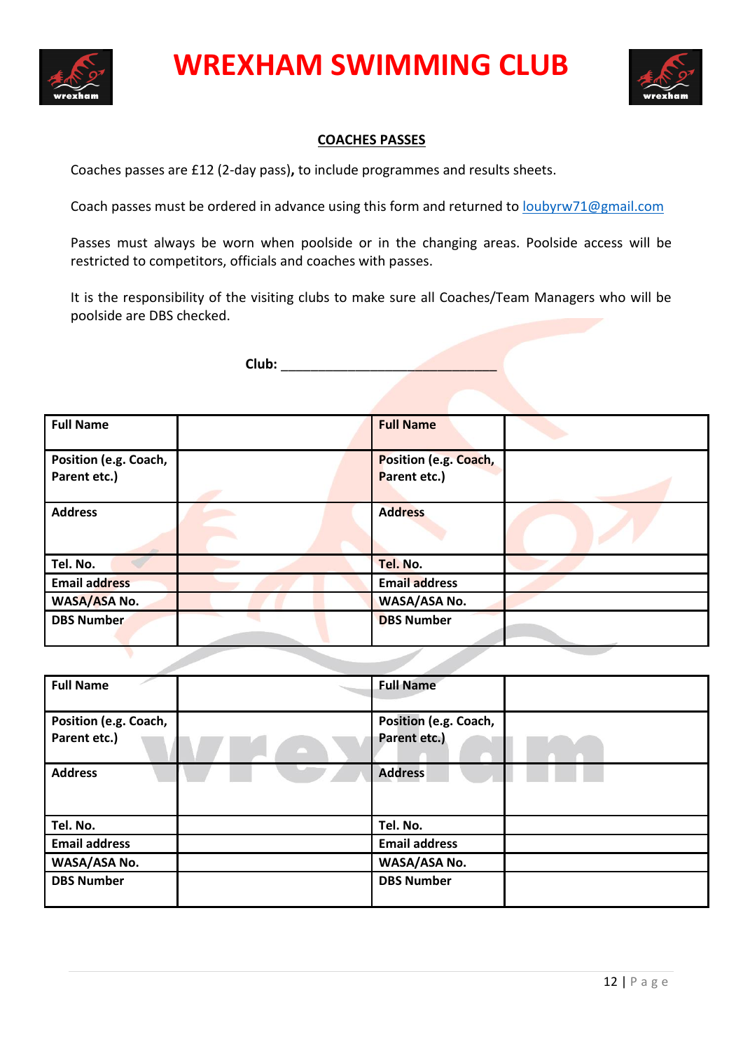# WREXHAM SWIMMING CLUB

## COACHES PASSES

Coaches passes are £12 (2-day pass), to include programmes and results sheets.

Coach passes must be ordered in advance using this form and returned to loubyrw71@gmail.com

Passes must always be worn when poolside or in the changing areas. Poolside access will be restricted to competitors, officials and coaches with passes.

It is the responsibility of the visiting clubs to make sure all Coaches/Team Managers who will be poolside are DBS checked.

**Club:** ______________________________

| **Full Name** | | **Full Name** | |
|---|---|---|---|
| **Position (e.g. Coach, Parent etc.)** | | **Position (e.g. Coach, Parent etc.)** | |
| **Address** | | **Address** | |
| **Tel. No.** | | **Tel. No.** | |
| **Email address** | | **Email address** | |
| **WASA/ASA No.** | | **WASA/ASA No.** | |
| **DBS Number** | | **DBS Number** | |

| **Full Name** | | **Full Name** | |
|---|---|---|---|
| **Position (e.g. Coach, Parent etc.)** | | **Position (e.g. Coach, Parent etc.)** | |
| **Address** | | **Address** | |
| **Tel. No.** | | **Tel. No.** | |
| **Email address** | | **Email address** | |
| **WASA/ASA No.** | | **WASA/ASA No.** | |
| **DBS Number** | | **DBS Number** | |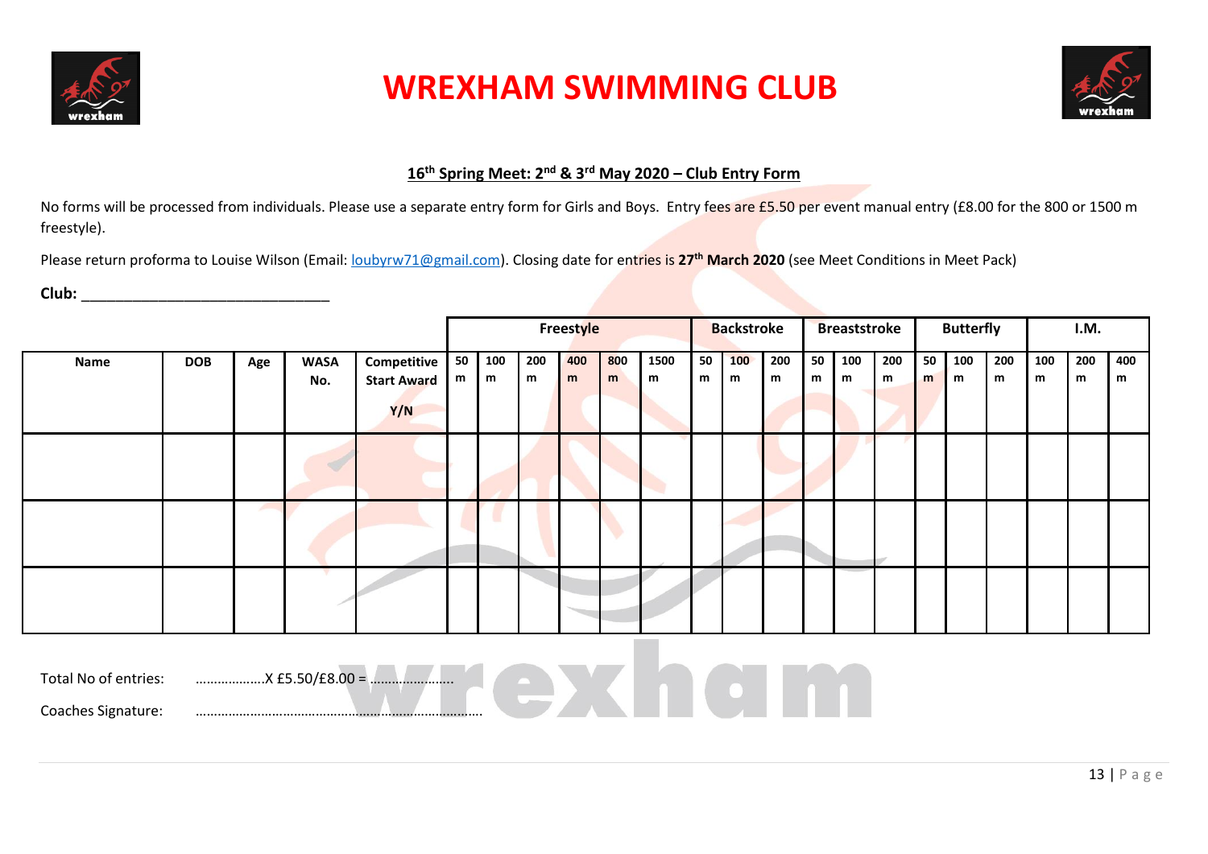# WREXHAM SWIMMING CLUB

**16th Spring Meet: 2nd & 3rd May 2020 – Club Entry Form**

No forms will be processed from individuals. Please use a separate entry form for Girls and Boys. Entry fees are £5.50 per event manual entry (£8.00 for the 800 or 1500 m freestyle).

Please return proforma to Louise Wilson (Email: loubyrw71@gmail.com). Closing date for entries is **27th March 2020** (see Meet Conditions in Meet Pack)

**Club:** ______________________________

| | | | | | Freestyle | | | | | | Backstroke | | | Breaststroke | | | Butterfly | | | I.M. | | |
|---|---|---|---|---|---|---|---|---|---|---|---|---|---|---|---|---|---|---|---|---|---|---|
| **Name** | **DOB** | **Age** | **WASA No.** | **Competitive Start Award Y/N** | **50 m** | **100 m** | **200 m** | **400 m** | **800 m** | **1500 m** | **50 m** | **100 m** | **200 m** | **50 m** | **100 m** | **200 m** | **50 m** | **100 m** | **200 m** | **100 m** | **200 m** | **400 m** |
| | | | | | | | | | | | | | | | | | | | | | | |
| | | | | | | | | | | | | | | | | | | | | | | |
| | | | | | | | | | | | | | | | | | | | | | | |

Total No of entries: ………………X £5.50/£8.00 = …………………..

Coaches Signature: ……………………………………………………………………